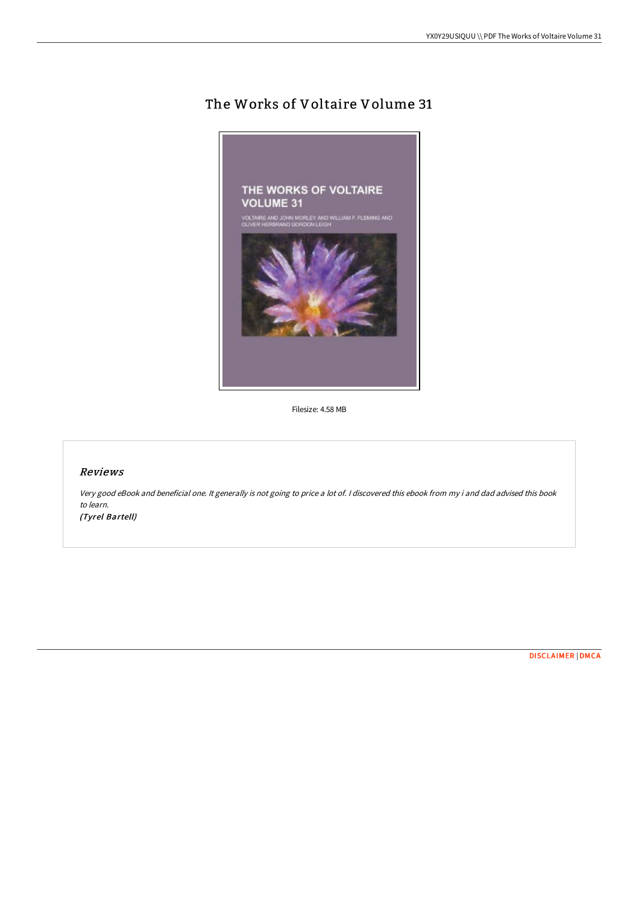# The Works of Voltaire Volume 31

Filesize: 4.58 MB

## *Reviews*

*Very good eBook and beneficial one. It generally is not going to price a lot of. I discovered this ebook from my i and dad advised this book to learn.*

*(Tyrel Bartell)*

DISCLAIMER | DMCA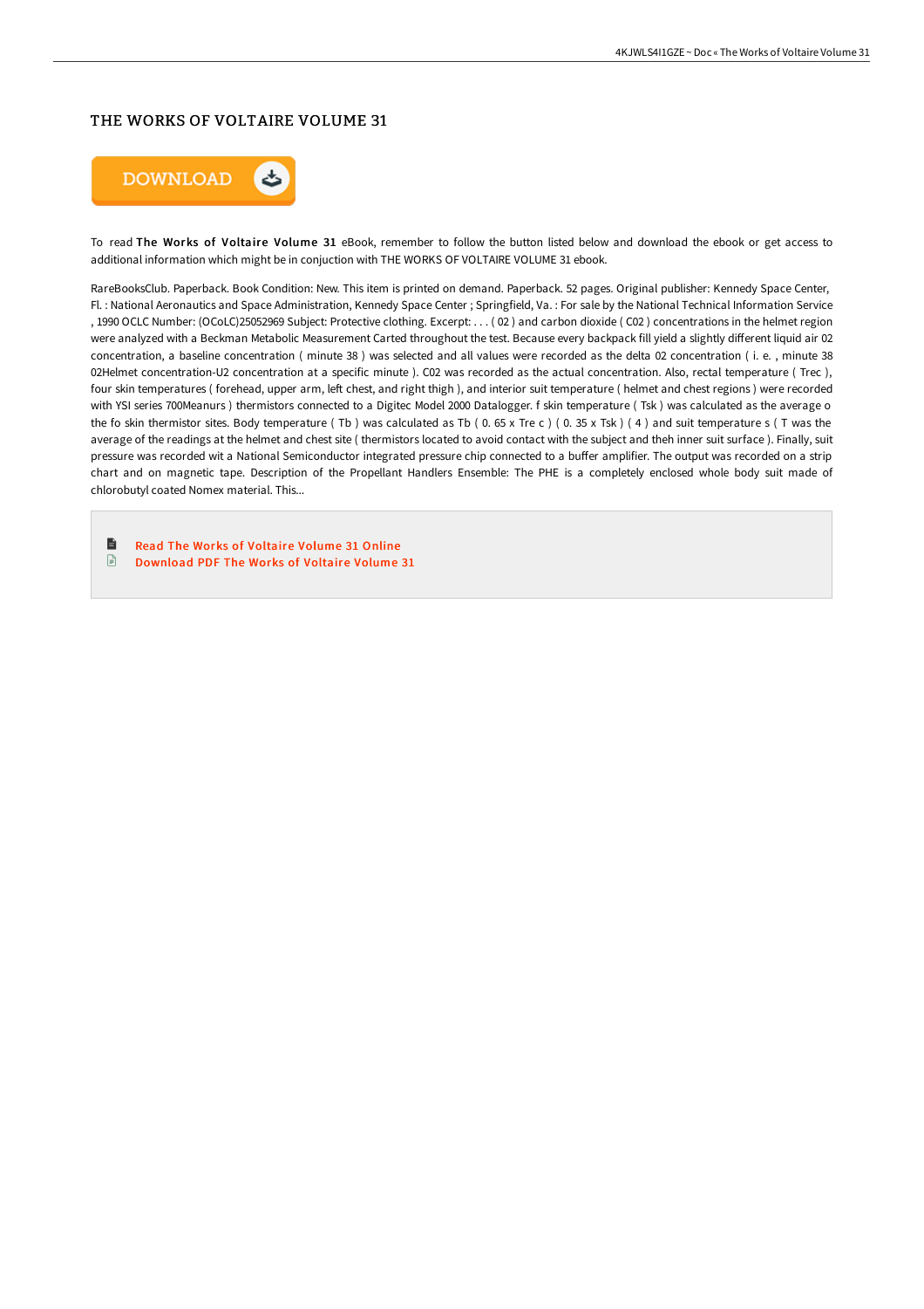# THE WORKS OF VOLTAIRE VOLUME 31

DOWNLOAD

To read **The Works of Voltaire Volume 31** eBook, remember to follow the button listed below and download the ebook or get access to additional information which might be in conjuction with THE WORKS OF VOLTAIRE VOLUME 31 ebook.

RareBooksClub. Paperback. Book Condition: New. This item is printed on demand. Paperback. 52 pages. Original publisher: Kennedy Space Center, Fl. : National Aeronautics and Space Administration, Kennedy Space Center ; Springfield, Va. : For sale by the National Technical Information Service , 1990 OCLC Number: (OCoLC)25052969 Subject: Protective clothing. Excerpt: . . . ( 02 ) and carbon dioxide ( C02 ) concentrations in the helmet region were analyzed with a Beckman Metabolic Measurement Carted throughout the test. Because every backpack fill yield a slightly different liquid air 02 concentration, a baseline concentration ( minute 38 ) was selected and all values were recorded as the delta 02 concentration ( i. e. , minute 38 02Helmet concentration-U2 concentration at a specific minute ). C02 was recorded as the actual concentration. Also, rectal temperature ( Trec ), four skin temperatures ( forehead, upper arm, left chest, and right thigh ), and interior suit temperature ( helmet and chest regions ) were recorded with YSI series 700Meanurs ) thermistors connected to a Digitec Model 2000 Datalogger. f skin temperature ( Tsk ) was calculated as the average o the fo skin thermistor sites. Body temperature ( Tb ) was calculated as Tb ( 0. 65 x Tre c ) ( 0. 35 x Tsk ) ( 4 ) and suit temperature s ( T was the average of the readings at the helmet and chest site ( thermistors located to avoid contact with the subject and theh inner suit surface ). Finally, suit pressure was recorded wit a National Semiconductor integrated pressure chip connected to a buffer amplifier. The output was recorded on a strip chart and on magnetic tape. Description of the Propellant Handlers Ensemble: The PHE is a completely enclosed whole body suit made of chlorobutyl coated Nomex material. This...

- Read The Works of Voltaire Volume 31 Online
- Download PDF The Works of Voltaire Volume 31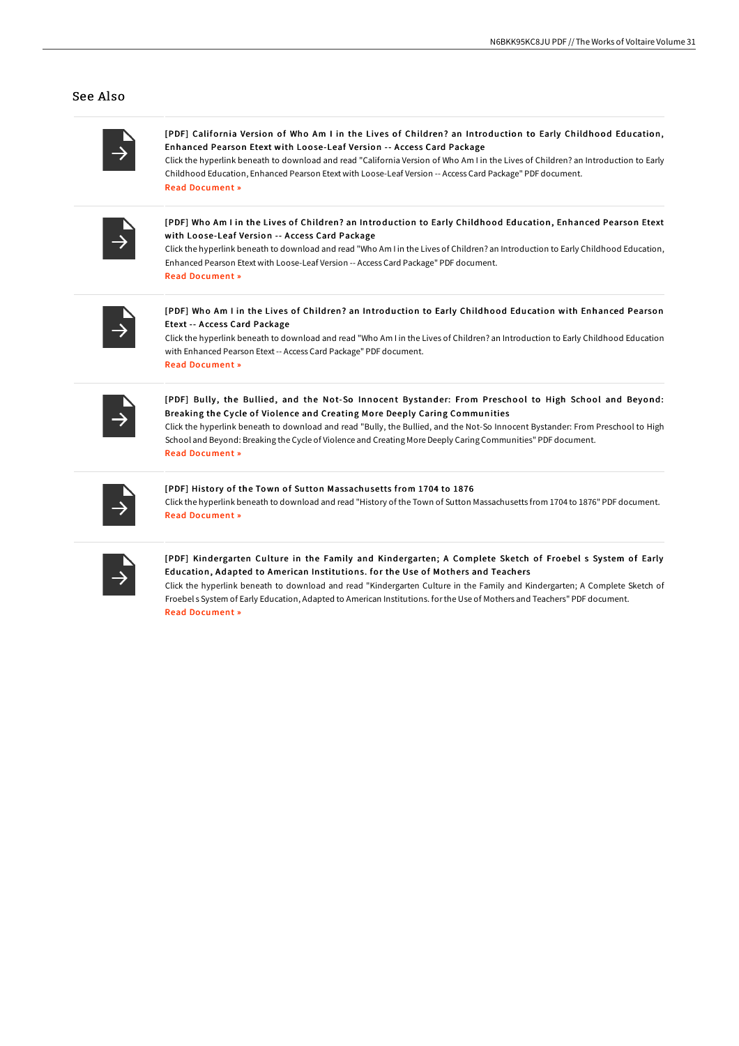## See Also

[PDF] California Version of Who Am I in the Lives of Children? an Introduction to Early Childhood Education, Enhanced Pearson Etext with Loose-Leaf Version -- Access Card Package

Click the hyperlink beneath to download and read "California Version of Who Am I in the Lives of Children? an Introduction to Early Childhood Education, Enhanced Pearson Etext with Loose-Leaf Version -- Access Card Package" PDF document.

Read Document »

[PDF] Who Am I in the Lives of Children? an Introduction to Early Childhood Education, Enhanced Pearson Etext with Loose-Leaf Version -- Access Card Package

Click the hyperlink beneath to download and read "Who Am I in the Lives of Children? an Introduction to Early Childhood Education, Enhanced Pearson Etext with Loose-Leaf Version -- Access Card Package" PDF document.

Read Document »

[PDF] Who Am I in the Lives of Children? an Introduction to Early Childhood Education with Enhanced Pearson Etext -- Access Card Package

Click the hyperlink beneath to download and read "Who Am I in the Lives of Children? an Introduction to Early Childhood Education with Enhanced Pearson Etext -- Access Card Package" PDF document.

Read Document »

[PDF] Bully, the Bullied, and the Not-So Innocent Bystander: From Preschool to High School and Beyond: Breaking the Cycle of Violence and Creating More Deeply Caring Communities

Click the hyperlink beneath to download and read "Bully, the Bullied, and the Not-So Innocent Bystander: From Preschool to High School and Beyond: Breaking the Cycle of Violence and Creating More Deeply Caring Communities" PDF document.

Read Document »

[PDF] History of the Town of Sutton Massachusetts from 1704 to 1876

Click the hyperlink beneath to download and read "History of the Town of Sutton Massachusetts from 1704 to 1876" PDF document.

Read Document »

[PDF] Kindergarten Culture in the Family and Kindergarten; A Complete Sketch of Froebel s System of Early Education, Adapted to American Institutions. for the Use of Mothers and Teachers

Click the hyperlink beneath to download and read "Kindergarten Culture in the Family and Kindergarten; A Complete Sketch of Froebel s System of Early Education, Adapted to American Institutions. for the Use of Mothers and Teachers" PDF document.

Read Document »